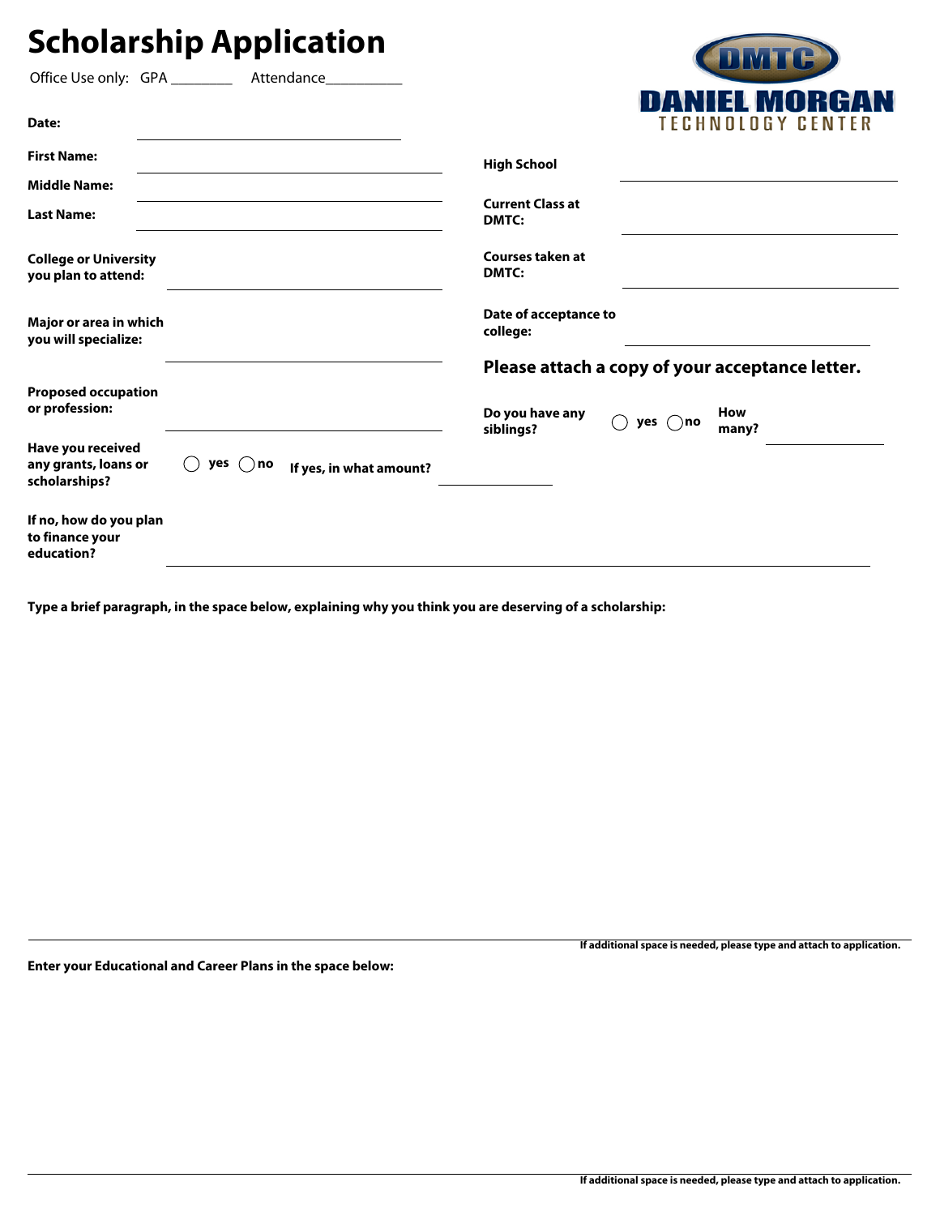# Scholarship Application

Office Use only: GPA ________ Attendance__________

DANIEL MORGAN TECHNOLOGY CENTER

**Date:** ______________________

**First Name:** ______________________

**Middle Name:** ______________________

**Last Name:** ______________________

**College or University you plan to attend:** ______________________

**Major or area in which you will specialize:** ______________________

**Proposed occupation or profession:** ______________________

**Have you received any grants, loans or scholarships?** ◯ yes ◯ no **If yes, in what amount?** ______________

**If no, how do you plan to finance your education?** ______________________

**High School** ______________________

**Current Class at DMTC:** ______________________

**Courses taken at DMTC:** ______________________

**Date of acceptance to college:** ______________________

**Please attach a copy of your acceptance letter.**

**Do you have any siblings?** ◯ yes ◯ no **How many?** ______________

**Type a brief paragraph, in the space below, explaining why you think you are deserving of a scholarship:**

**If additional space is needed, please type and attach to application.**

**Enter your Educational and Career Plans in the space below:**

**If additional space is needed, please type and attach to application.**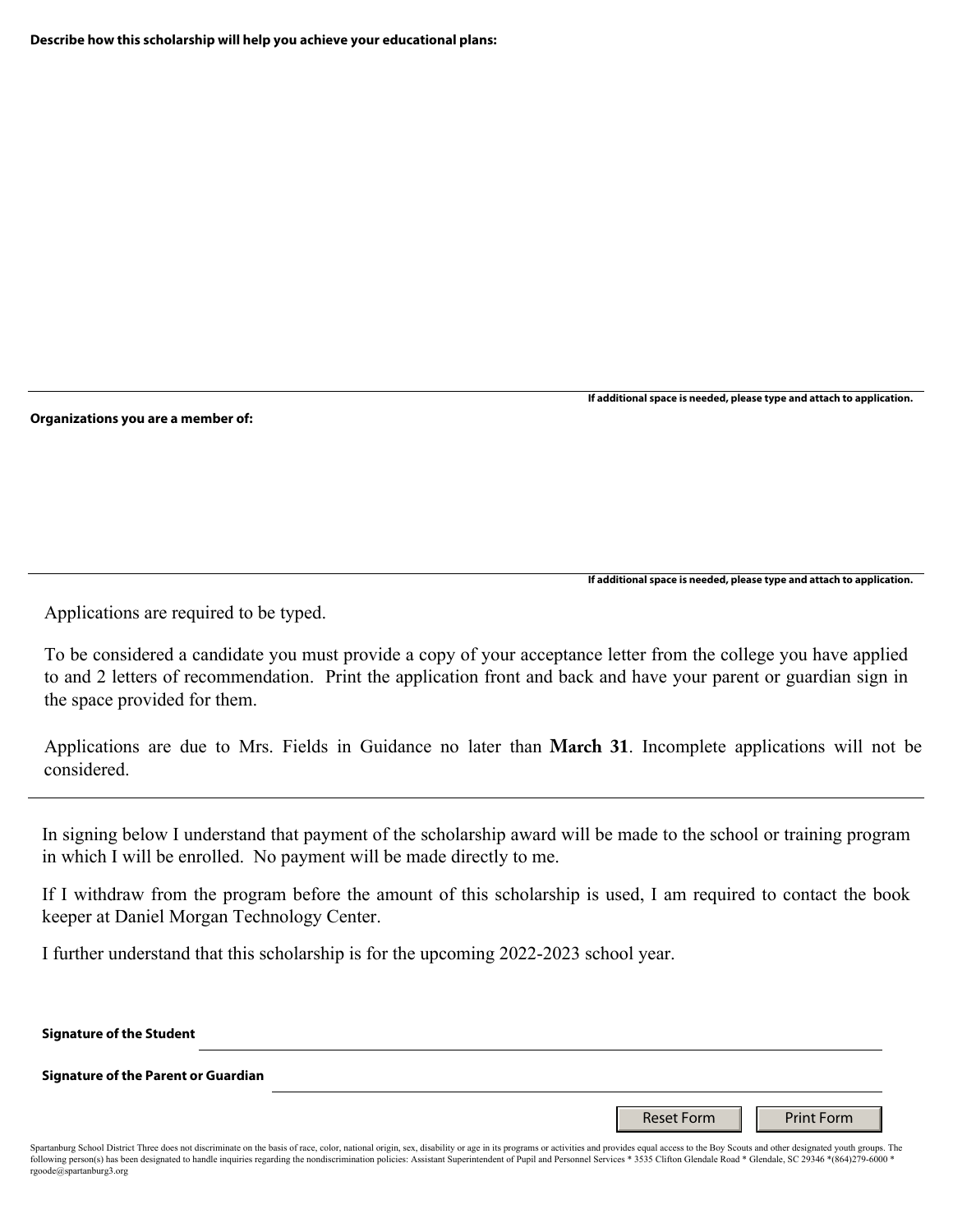**Describe how this scholarship will help you achieve your educational plans:**

**If additional space is needed, please type and attach to application.**

**Organizations you are a member of:**

**If additional space is needed, please type and attach to application.**

Applications are required to be typed.

To be considered a candidate you must provide a copy of your acceptance letter from the college you have applied to and 2 letters of recommendation. Print the application front and back and have your parent or guardian sign in the space provided for them.

Applications are due to Mrs. Fields in Guidance no later than **March 31**. Incomplete applications will not be considered.

---

In signing below I understand that payment of the scholarship award will be made to the school or training program in which I will be enrolled. No payment will be made directly to me.

If I withdraw from the program before the amount of this scholarship is used, I am required to contact the book keeper at Daniel Morgan Technology Center.

I further understand that this scholarship is for the upcoming 2022-2023 school year.

**Signature of the Student** ______________________________

**Signature of the Parent or Guardian** ______________________________

Reset Form Print Form

Spartanburg School District Three does not discriminate on the basis of race, color, national origin, sex, disability or age in its programs or activities and provides equal access to the Boy Scouts and other designated youth groups. The following person(s) has been designated to handle inquiries regarding the nondiscrimination policies: Assistant Superintendent of Pupil and Personnel Services * 3535 Clifton Glendale Road * Glendale, SC 29346 *(864)279-6000 * rgoode@spartanburg3.org